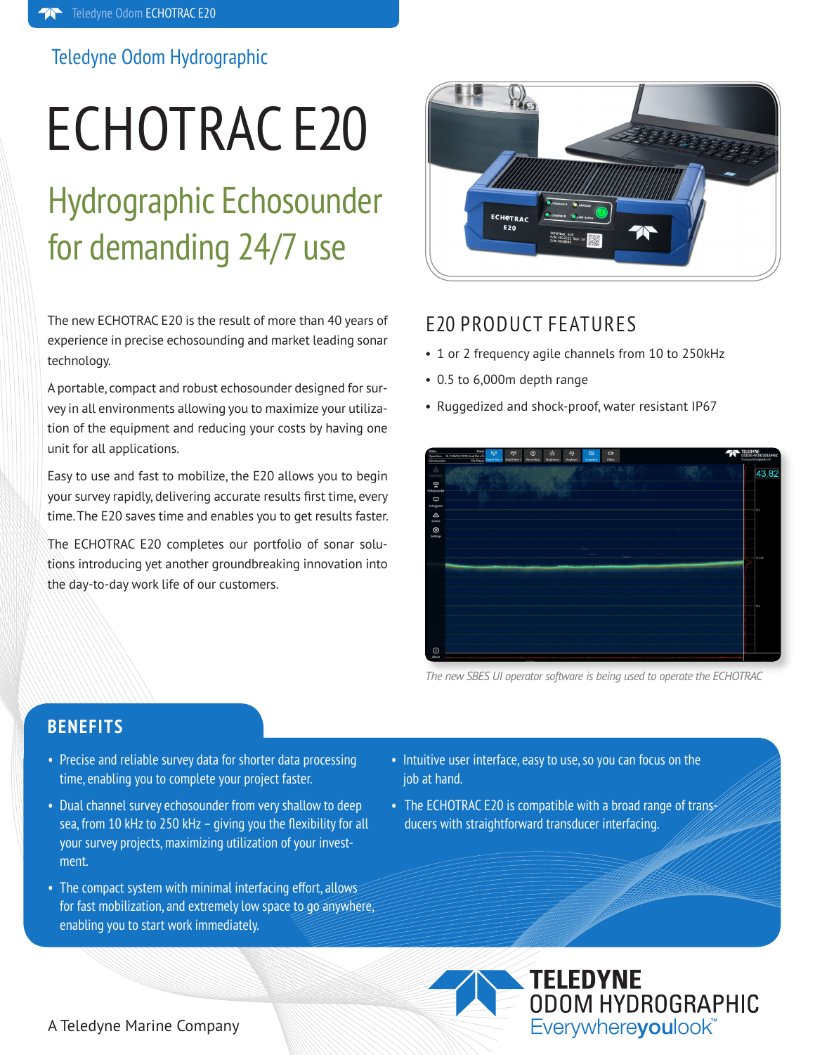Teledyne Odom Hydrographic

# ECHOTRAC E20

## Hydrographic Echosounder for demanding 24/7 use

The new ECHOTRAC E20 is the result of more than 40 years of experience in precise echosounding and market leading sonar technology.

A portable, compact and robust echosounder designed for survey in all environments allowing you to maximize your utilization of the equipment and reducing your costs by having one unit for all applications.

Easy to use and fast to mobilize, the E20 allows you to begin your survey rapidly, delivering accurate results first time, every time. The E20 saves time and enables you to get results faster.

The ECHOTRAC E20 completes our portfolio of sonar solutions introducing yet another groundbreaking innovation into the day-to-day work life of our customers.

## E20 PRODUCT FEATURES

- 1 or 2 frequency agile channels from 10 to 250kHz
- 0.5 to 6,000m depth range
- Ruggedized and shock-proof, water resistant IP67

*The new SBES UI operator software is being used to operate the ECHOTRAC*

## BENEFITS

- Precise and reliable survey data for shorter data processing time, enabling you to complete your project faster.
- Dual channel survey echosounder from very shallow to deep sea, from 10 kHz to 250 kHz – giving you the flexibility for all your survey projects, maximizing utilization of your investment.
- The compact system with minimal interfacing effort, allows for fast mobilization, and extremely low space to go anywhere, enabling you to start work immediately.
- Intuitive user interface, easy to use, so you can focus on the job at hand.
- The ECHOTRAC E20 is compatible with a broad range of transducers with straightforward transducer interfacing.

A Teledyne Marine Company

TELEDYNE ODOM HYDROGRAPHIC
Everywhereyoulook™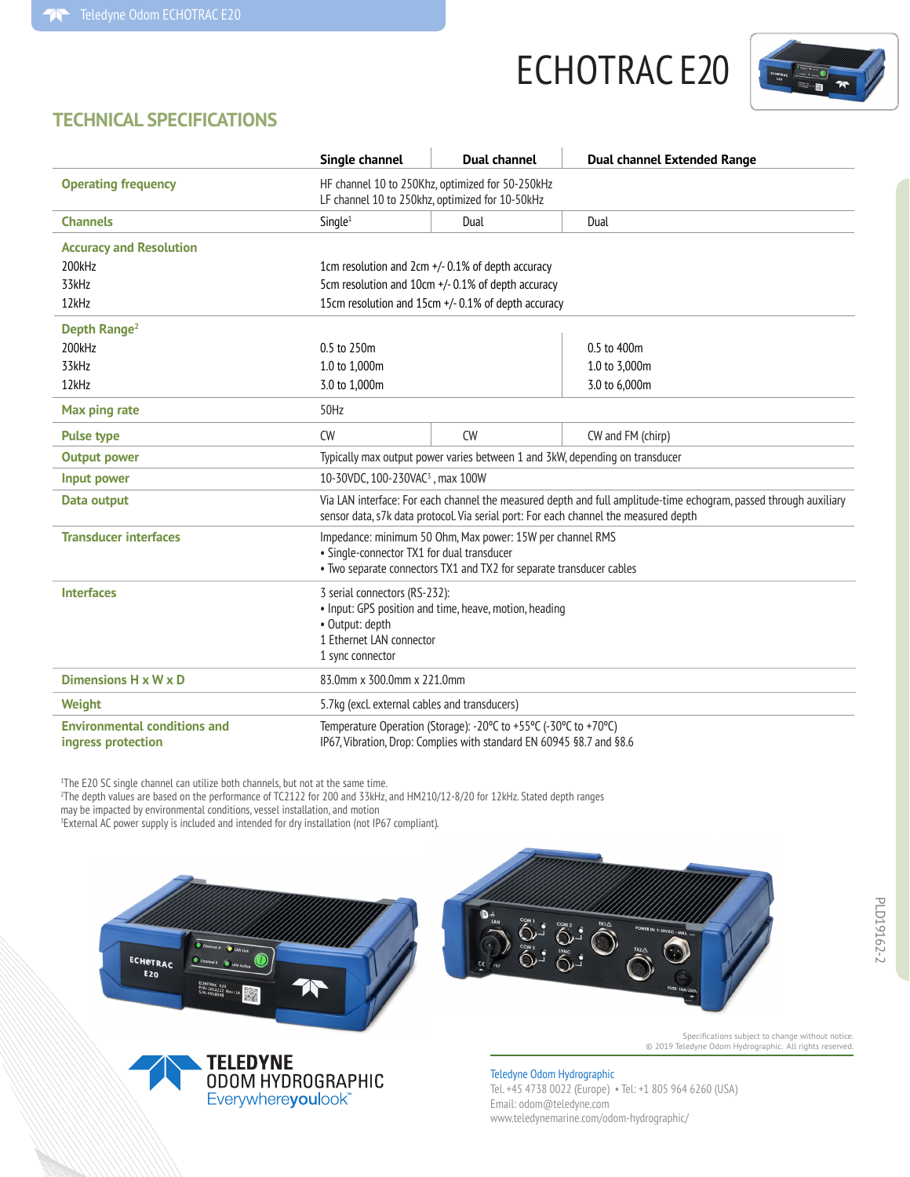# ECHOTRAC E20

## TECHNICAL SPECIFICATIONS

| | Single channel | Dual channel | Dual channel Extended Range |
|---|---|---|---|
| **Operating frequency** | HF channel 10 to 250Khz, optimized for 50-250kHz<br>LF channel 10 to 250khz, optimized for 10-50kHz | | |
| **Channels** | Single[1] | Dual | Dual |
| **Accuracy and Resolution** | | | |
| 200kHz | 1cm resolution and 2cm +/- 0.1% of depth accuracy | | |
| 33kHz | 5cm resolution and 10cm +/- 0.1% of depth accuracy | | |
| 12kHz | 15cm resolution and 15cm +/- 0.1% of depth accuracy | | |
| **Depth Range**[2] | | | |
| 200kHz | 0.5 to 250m | | 0.5 to 400m |
| 33kHz | 1.0 to 1,000m | | 1.0 to 3,000m |
| 12kHz | 3.0 to 1,000m | | 3.0 to 6,000m |
| **Max ping rate** | 50Hz | | |
| **Pulse type** | CW | CW | CW and FM (chirp) |
| **Output power** | Typically max output power varies between 1 and 3kW, depending on transducer | | |
| **Input power** | 10-30VDC, 100-230VAC[3], max 100W | | |
| **Data output** | Via LAN interface: For each channel the measured depth and full amplitude-time echogram, passed through auxiliary sensor data, s7k data protocol. Via serial port: For each channel the measured depth | | |
| **Transducer interfaces** | Impedance: minimum 50 Ohm, Max power: 15W per channel RMS<br>• Single-connector TX1 for dual transducer<br>• Two separate connectors TX1 and TX2 for separate transducer cables | | |
| **Interfaces** | 3 serial connectors (RS-232):<br>• Input: GPS position and time, heave, motion, heading<br>• Output: depth<br>1 Ethernet LAN connector<br>1 sync connector | | |
| **Dimensions H x W x D** | 83.0mm x 300.0mm x 221.0mm | | |
| **Weight** | 5.7kg (excl. external cables and transducers) | | |
| **Environmental conditions and ingress protection** | Temperature Operation (Storage): -20°C to +55°C (-30°C to +70°C)<br>IP67, Vibration, Drop: Complies with standard EN 60945 §8.7 and §8.6 | | |

[1]The E20 SC single channel can utilize both channels, but not at the same time.
[2]The depth values are based on the performance of TC2122 for 200 and 33kHz, and HM210/12-8/20 for 12kHz. Stated depth ranges may be impacted by environmental conditions, vessel installation, and motion
[3]External AC power supply is included and intended for dry installation (not IP67 compliant).

TELEDYNE ODOM HYDROGRAPHIC
Everywhereyoulook™

Specifications subject to change without notice.
© 2019 Teledyne Odom Hydrographic. All rights reserved.

Teledyne Odom Hydrographic
Tel. +45 4738 0022 (Europe) • Tel: +1 805 964 6260 (USA)
Email: odom@teledyne.com
www.teledynemarine.com/odom-hydrographic/

PLD19162-2